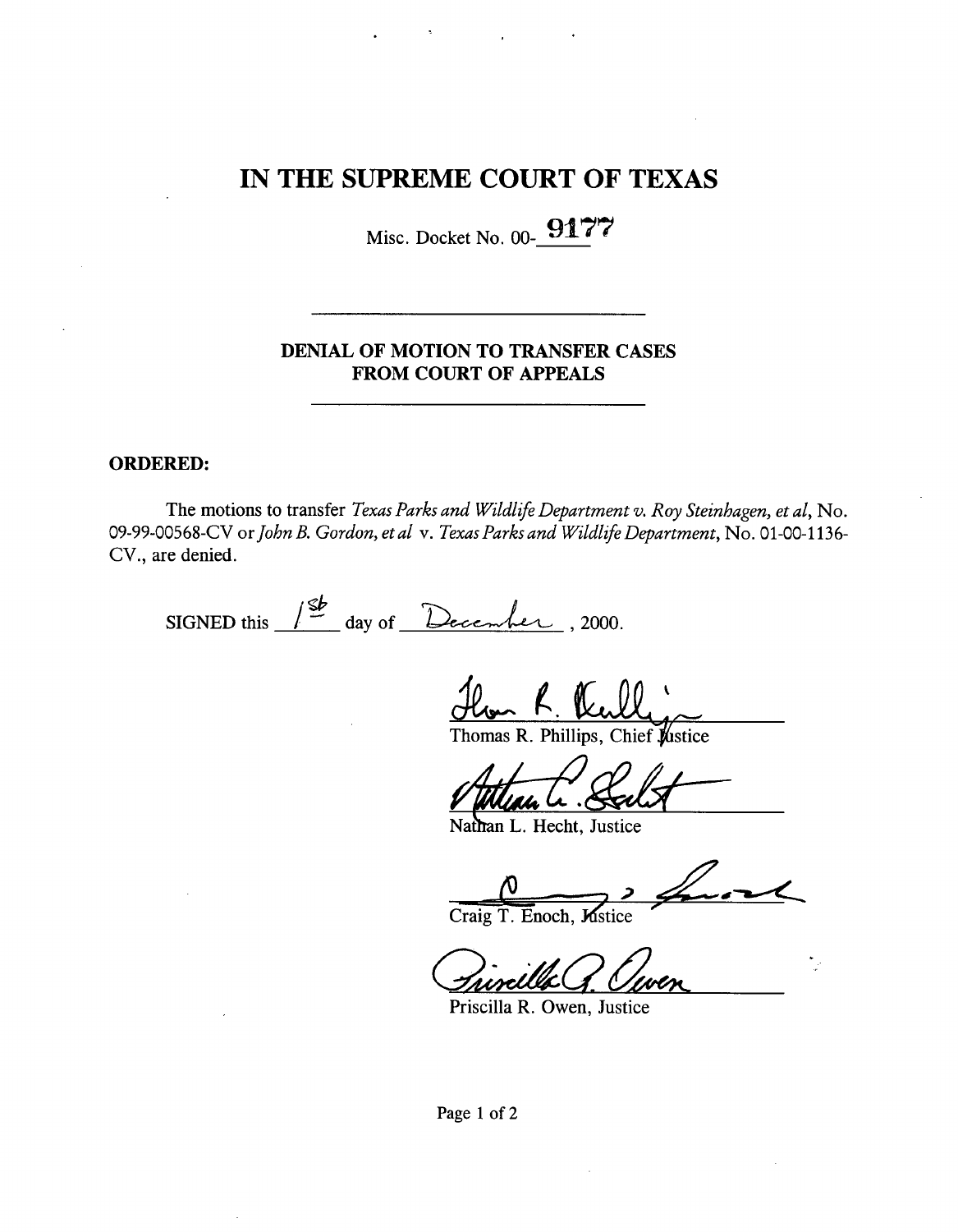# IN THE SUPREME COURT OF TEXAS

Misc. Docket No. 00-9177

---

**DENIAL OF MOTION TO TRANSFER CASES FROM COURT OF APPEALS**

---

**ORDERED:**

The motions to transfer *Texas Parks and Wildlife Department v. Roy Steinhagen, et al*, No. 09-99-00568-CV or *John B. Gordon, et al* v. *Texas Parks and Wildlife Department*, No. 01-00-1136-CV., are denied.

SIGNED this 1st day of December, 2000.

Thomas R. Phillips, Chief Justice

Nathan L. Hecht, Justice

Craig T. Enoch, Justice

Priscilla R. Owen, Justice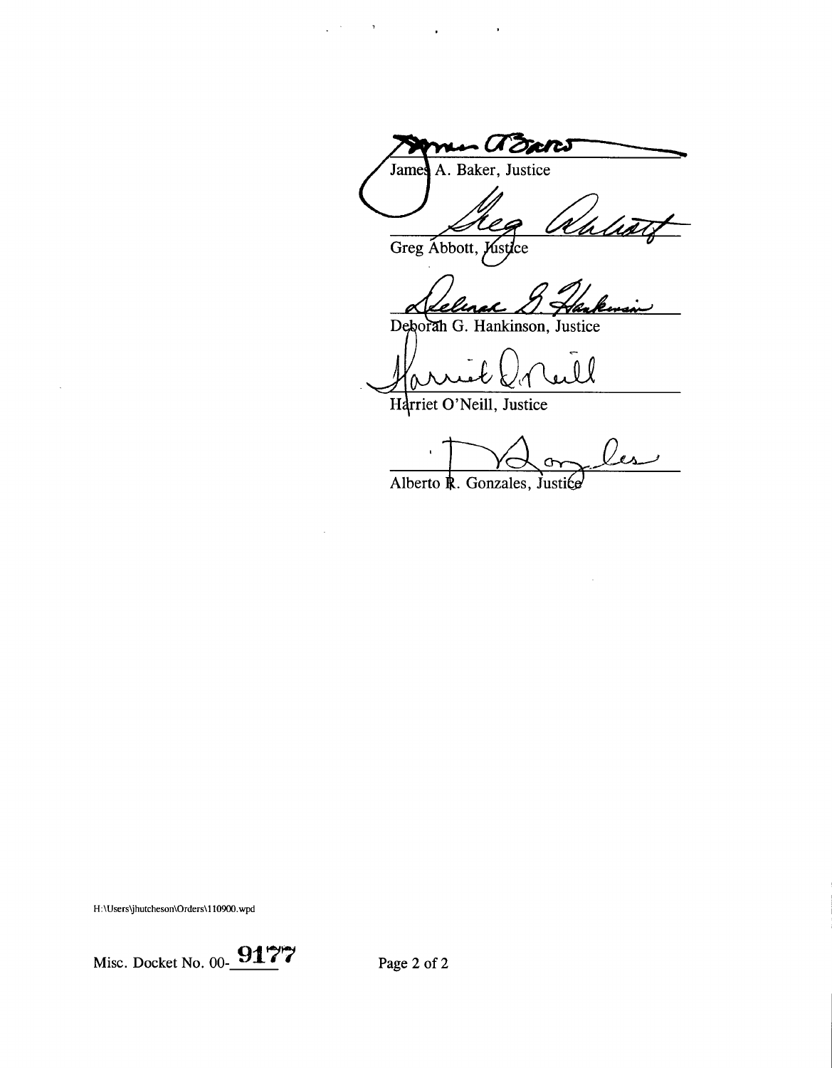James A. Baker, Justice

Greg Abbott, Justice

Deborah G. Hankinson, Justice

Harriet O'Neill, Justice

Alberto R. Gonzales, Justice

H:\Users\jhutcheson\Orders\110900.wpd

Misc. Docket No. 00-9177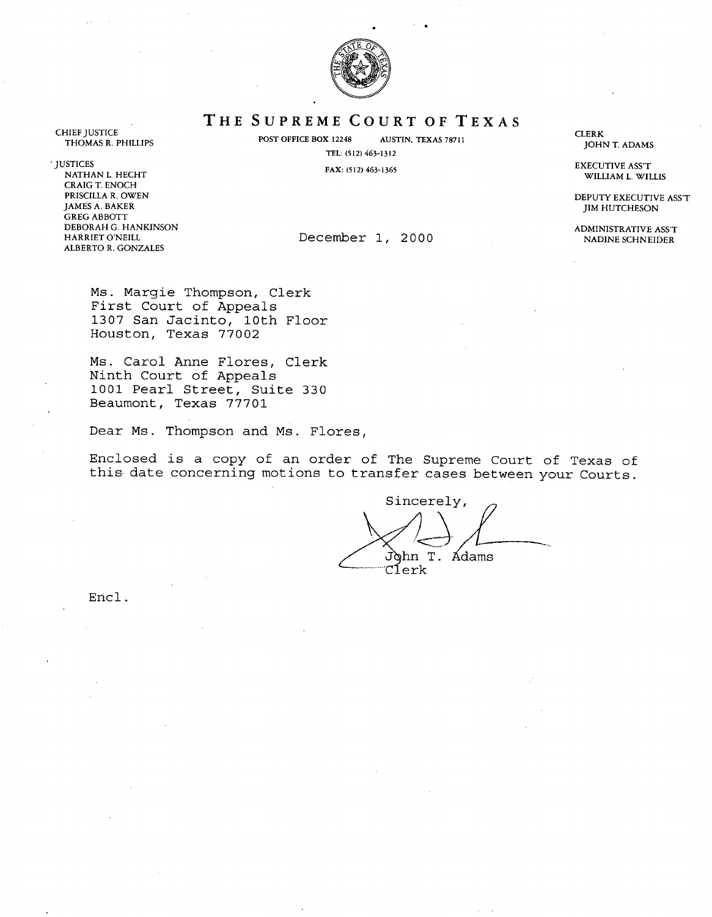# THE SUPREME COURT OF TEXAS

POST OFFICE BOX 12248 AUSTIN, TEXAS 78711

TEL: (512) 463-1312

FAX: (512) 463-1365

CHIEF JUSTICE
THOMAS R. PHILLIPS

JUSTICES
NATHAN L. HECHT
CRAIG T. ENOCH
PRISCILLA R. OWEN
JAMES A. BAKER
GREG ABBOTT
DEBORAH G. HANKINSON
HARRIET O'NEILL
ALBERTO R. GONZALES

CLERK
JOHN T. ADAMS

EXECUTIVE ASS'T
WILLIAM L. WILLIS

DEPUTY EXECUTIVE ASS'T
JIM HUTCHESON

ADMINISTRATIVE ASS'T
NADINE SCHNEIDER

December 1, 2000

Ms. Margie Thompson, Clerk
First Court of Appeals
1307 San Jacinto, 10th Floor
Houston, Texas 77002

Ms. Carol Anne Flores, Clerk
Ninth Court of Appeals
1001 Pearl Street, Suite 330
Beaumont, Texas 77701

Dear Ms. Thompson and Ms. Flores,

Enclosed is a copy of an order of The Supreme Court of Texas of this date concerning motions to transfer cases between your Courts.

Sincerely,

John T. Adams
Clerk

Encl.